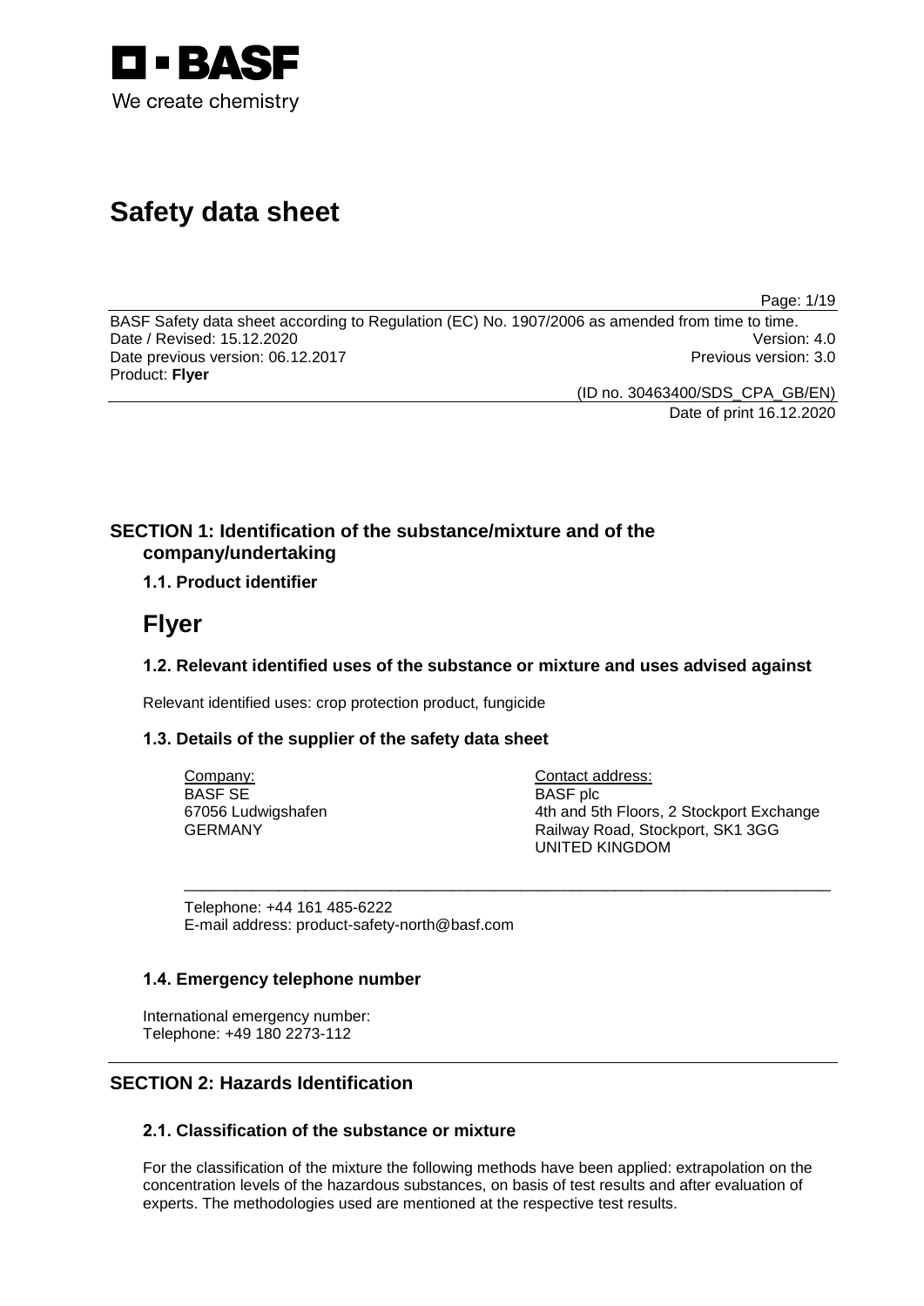BASF

We create chemistry

# Safety data sheet

BASF Safety data sheet according to Regulation (EC) No. 1907/2006 as amended from time to time.
Date / Revised: 15.12.2020 Version: 4.0
Date previous version: 06.12.2017 Previous version: 3.0
Product: **Flyer**

(ID no. 30463400/SDS_CPA_GB/EN)
Date of print 16.12.2020

## SECTION 1: Identification of the substance/mixture and of the company/undertaking

### 1.1. Product identifier

# Flyer

### 1.2. Relevant identified uses of the substance or mixture and uses advised against

Relevant identified uses: crop protection product, fungicide

### 1.3. Details of the supplier of the safety data sheet

Company:
BASF SE
67056 Ludwigshafen
GERMANY

Contact address:
BASF plc
4th and 5th Floors, 2 Stockport Exchange
Railway Road, Stockport, SK1 3GG
UNITED KINGDOM

Telephone: +44 161 485-6222
E-mail address: product-safety-north@basf.com

### 1.4. Emergency telephone number

International emergency number:
Telephone: +49 180 2273-112

## SECTION 2: Hazards Identification

### 2.1. Classification of the substance or mixture

For the classification of the mixture the following methods have been applied: extrapolation on the concentration levels of the hazardous substances, on basis of test results and after evaluation of experts. The methodologies used are mentioned at the respective test results.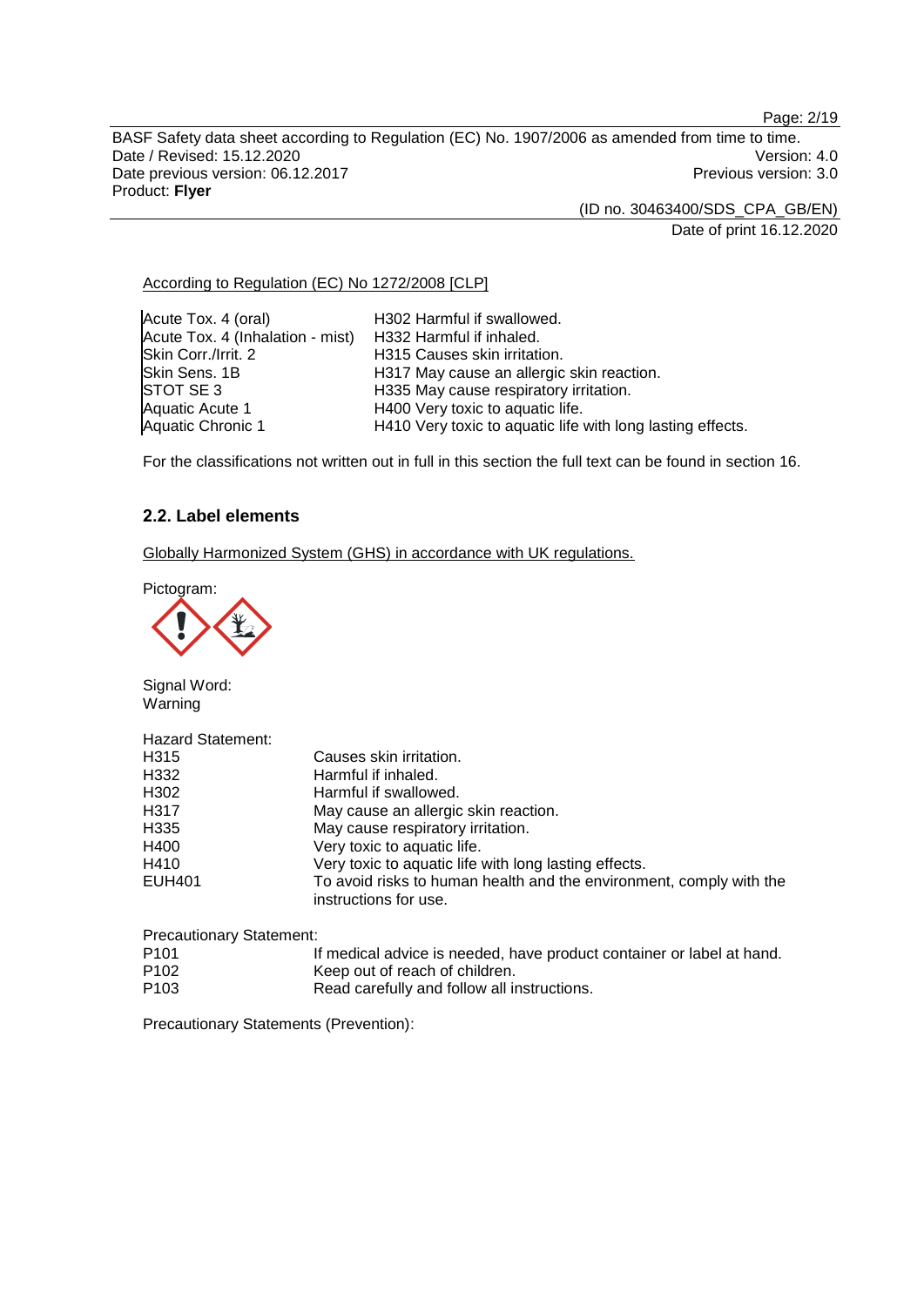According to Regulation (EC) No 1272/2008 [CLP]

| | |
|---|---|
| Acute Tox. 4 (oral) | H302 Harmful if swallowed. |
| Acute Tox. 4 (Inhalation - mist) | H332 Harmful if inhaled. |
| Skin Corr./Irrit. 2 | H315 Causes skin irritation. |
| Skin Sens. 1B | H317 May cause an allergic skin reaction. |
| STOT SE 3 | H335 May cause respiratory irritation. |
| Aquatic Acute 1 | H400 Very toxic to aquatic life. |
| Aquatic Chronic 1 | H410 Very toxic to aquatic life with long lasting effects. |

For the classifications not written out in full in this section the full text can be found in section 16.

## 2.2. Label elements

Globally Harmonized System (GHS) in accordance with UK regulations.

Pictogram:

Signal Word:
Warning

Hazard Statement:

| | |
|---|---|
| H315 | Causes skin irritation. |
| H332 | Harmful if inhaled. |
| H302 | Harmful if swallowed. |
| H317 | May cause an allergic skin reaction. |
| H335 | May cause respiratory irritation. |
| H400 | Very toxic to aquatic life. |
| H410 | Very toxic to aquatic life with long lasting effects. |
| EUH401 | To avoid risks to human health and the environment, comply with the instructions for use. |

Precautionary Statement:

| | |
|---|---|
| P101 | If medical advice is needed, have product container or label at hand. |
| P102 | Keep out of reach of children. |
| P103 | Read carefully and follow all instructions. |

Precautionary Statements (Prevention):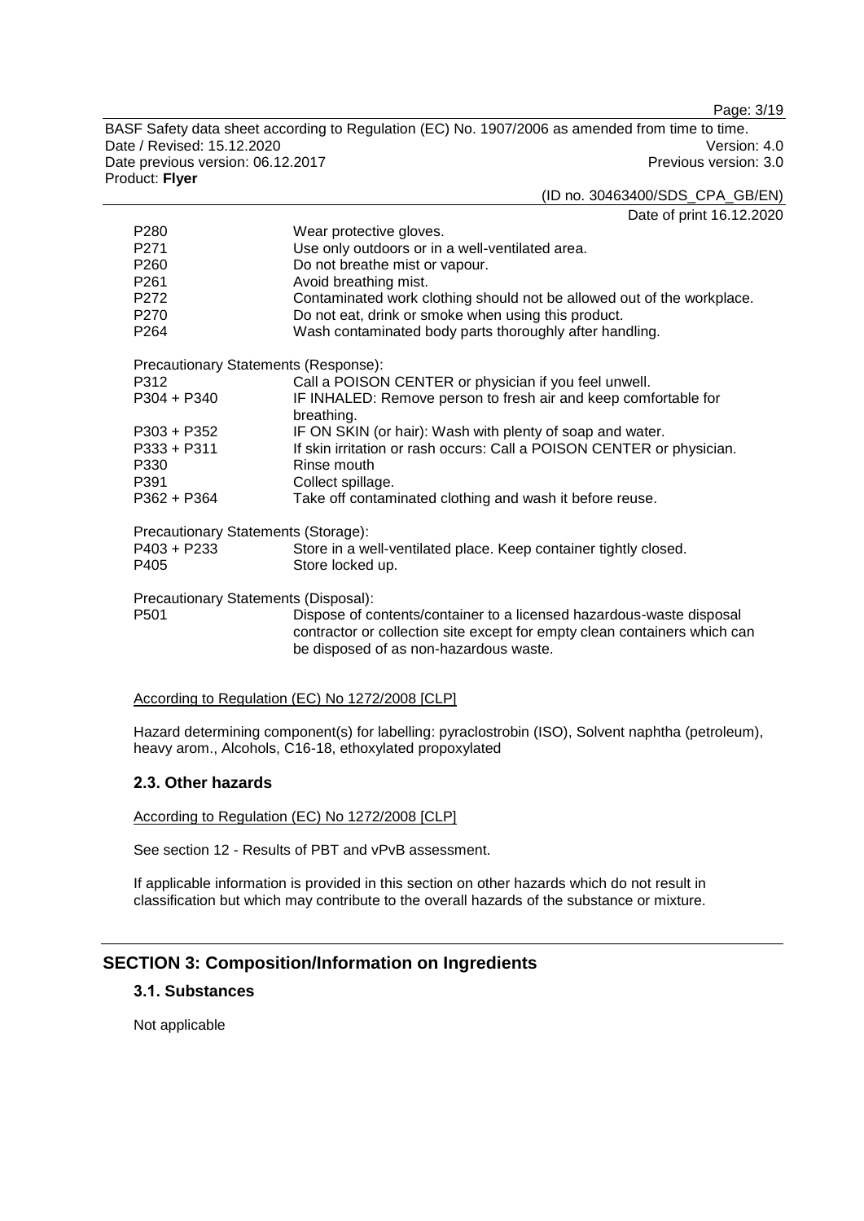| | |
|---|---|
| P280 | Wear protective gloves. |
| P271 | Use only outdoors or in a well-ventilated area. |
| P260 | Do not breathe mist or vapour. |
| P261 | Avoid breathing mist. |
| P272 | Contaminated work clothing should not be allowed out of the workplace. |
| P270 | Do not eat, drink or smoke when using this product. |
| P264 | Wash contaminated body parts thoroughly after handling. |

Precautionary Statements (Response):

| | |
|---|---|
| P312 | Call a POISON CENTER or physician if you feel unwell. |
| P304 + P340 | IF INHALED: Remove person to fresh air and keep comfortable for breathing. |
| P303 + P352 | IF ON SKIN (or hair): Wash with plenty of soap and water. |
| P333 + P311 | If skin irritation or rash occurs: Call a POISON CENTER or physician. |
| P330 | Rinse mouth |
| P391 | Collect spillage. |
| P362 + P364 | Take off contaminated clothing and wash it before reuse. |

Precautionary Statements (Storage):

| | |
|---|---|
| P403 + P233 | Store in a well-ventilated place. Keep container tightly closed. |
| P405 | Store locked up. |

Precautionary Statements (Disposal):

| | |
|---|---|
| P501 | Dispose of contents/container to a licensed hazardous-waste disposal contractor or collection site except for empty clean containers which can be disposed of as non-hazardous waste. |

According to Regulation (EC) No 1272/2008 [CLP]

Hazard determining component(s) for labelling: pyraclostrobin (ISO), Solvent naphtha (petroleum), heavy arom., Alcohols, C16-18, ethoxylated propoxylated

### 2.3. Other hazards

According to Regulation (EC) No 1272/2008 [CLP]

See section 12 - Results of PBT and vPvB assessment.

If applicable information is provided in this section on other hazards which do not result in classification but which may contribute to the overall hazards of the substance or mixture.

## SECTION 3: Composition/Information on Ingredients

### 3.1. Substances

Not applicable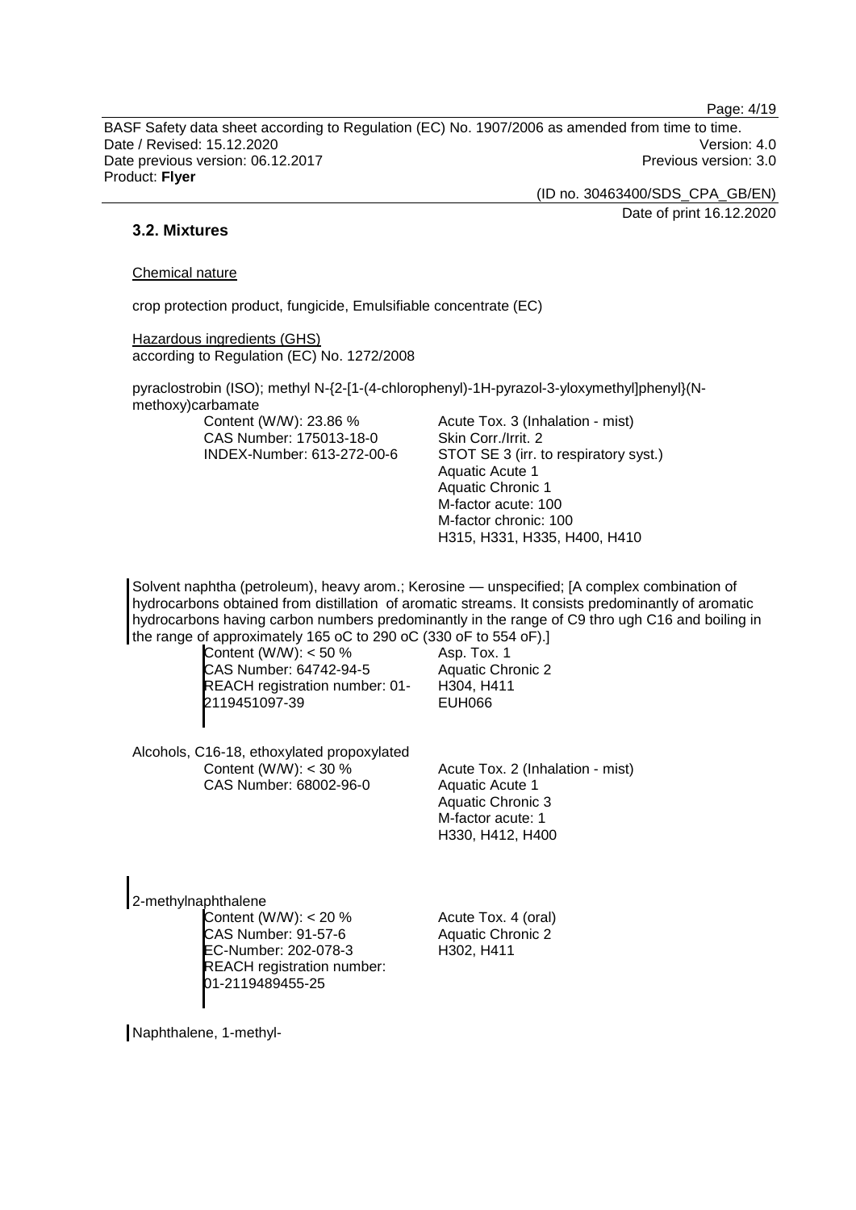## 3.2. Mixtures

Chemical nature

crop protection product, fungicide, Emulsifiable concentrate (EC)

Hazardous ingredients (GHS)
according to Regulation (EC) No. 1272/2008

pyraclostrobin (ISO); methyl N-{2-[1-(4-chlorophenyl)-1H-pyrazol-3-yloxymethyl]phenyl}(N-methoxy)carbamate

| | |
|---|---|
| Content (W/W): 23.86 %<br>CAS Number: 175013-18-0<br>INDEX-Number: 613-272-00-6 | Acute Tox. 3 (Inhalation - mist)<br>Skin Corr./Irrit. 2<br>STOT SE 3 (irr. to respiratory syst.)<br>Aquatic Acute 1<br>Aquatic Chronic 1<br>M-factor acute: 100<br>M-factor chronic: 100<br>H315, H331, H335, H400, H410 |

Solvent naphtha (petroleum), heavy arom.; Kerosine — unspecified; [A complex combination of hydrocarbons obtained from distillation of aromatic streams. It consists predominantly of aromatic hydrocarbons having carbon numbers predominantly in the range of C9 thro ugh C16 and boiling in the range of approximately 165 oC to 290 oC (330 oF to 554 oF).]

| | |
|---|---|
| Content (W/W): < 50 %<br>CAS Number: 64742-94-5<br>REACH registration number: 01-2119451097-39 | Asp. Tox. 1<br>Aquatic Chronic 2<br>H304, H411<br>EUH066 |

Alcohols, C16-18, ethoxylated propoxylated

| | |
|---|---|
| Content (W/W): < 30 %<br>CAS Number: 68002-96-0 | Acute Tox. 2 (Inhalation - mist)<br>Aquatic Acute 1<br>Aquatic Chronic 3<br>M-factor acute: 1<br>H330, H412, H400 |

2-methylnaphthalene

| | |
|---|---|
| Content (W/W): < 20 %<br>CAS Number: 91-57-6<br>EC-Number: 202-078-3<br>REACH registration number: 01-2119489455-25 | Acute Tox. 4 (oral)<br>Aquatic Chronic 2<br>H302, H411 |

Naphthalene, 1-methyl-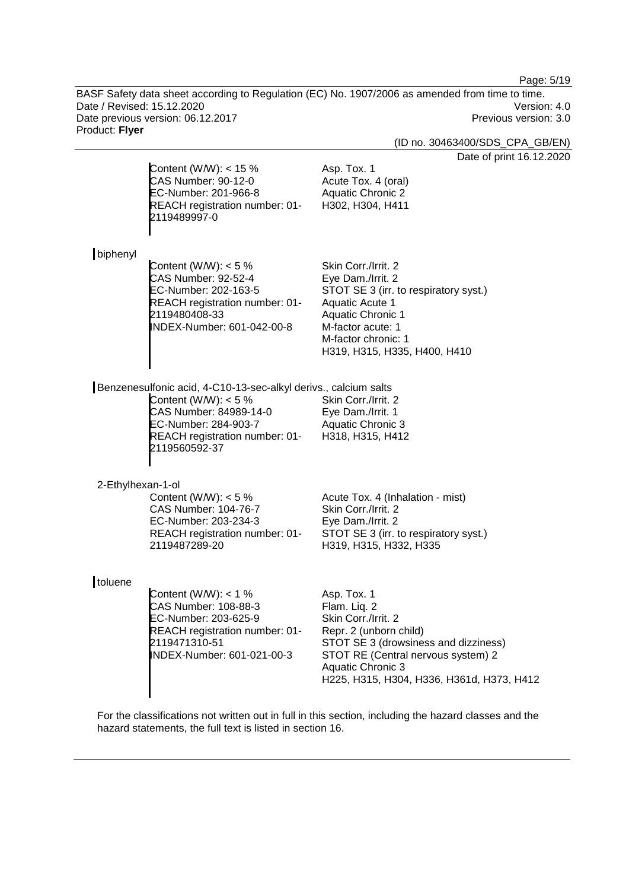Content (W/W): < 15 %
CAS Number: 90-12-0
EC-Number: 201-966-8
REACH registration number: 01-2119489997-0

Asp. Tox. 1
Acute Tox. 4 (oral)
Aquatic Chronic 2
H302, H304, H411

biphenyl

Content (W/W): < 5 %
CAS Number: 92-52-4
EC-Number: 202-163-5
REACH registration number: 01-2119480408-33
INDEX-Number: 601-042-00-8

Skin Corr./Irrit. 2
Eye Dam./Irrit. 2
STOT SE 3 (irr. to respiratory syst.)
Aquatic Acute 1
Aquatic Chronic 1
M-factor acute: 1
M-factor chronic: 1
H319, H315, H335, H400, H410

Benzenesulfonic acid, 4-C10-13-sec-alkyl derivs., calcium salts

Content (W/W): < 5 %
CAS Number: 84989-14-0
EC-Number: 284-903-7
REACH registration number: 01-2119560592-37

Skin Corr./Irrit. 2
Eye Dam./Irrit. 1
Aquatic Chronic 3
H318, H315, H412

2-Ethylhexan-1-ol

Content (W/W): < 5 %
CAS Number: 104-76-7
EC-Number: 203-234-3
REACH registration number: 01-2119487289-20

Acute Tox. 4 (Inhalation - mist)
Skin Corr./Irrit. 2
Eye Dam./Irrit. 2
STOT SE 3 (irr. to respiratory syst.)
H319, H315, H332, H335

toluene

Content (W/W): < 1 %
CAS Number: 108-88-3
EC-Number: 203-625-9
REACH registration number: 01-2119471310-51
INDEX-Number: 601-021-00-3

Asp. Tox. 1
Flam. Liq. 2
Skin Corr./Irrit. 2
Repr. 2 (unborn child)
STOT SE 3 (drowsiness and dizziness)
STOT RE (Central nervous system) 2
Aquatic Chronic 3
H225, H315, H304, H336, H361d, H373, H412

For the classifications not written out in full in this section, including the hazard classes and the hazard statements, the full text is listed in section 16.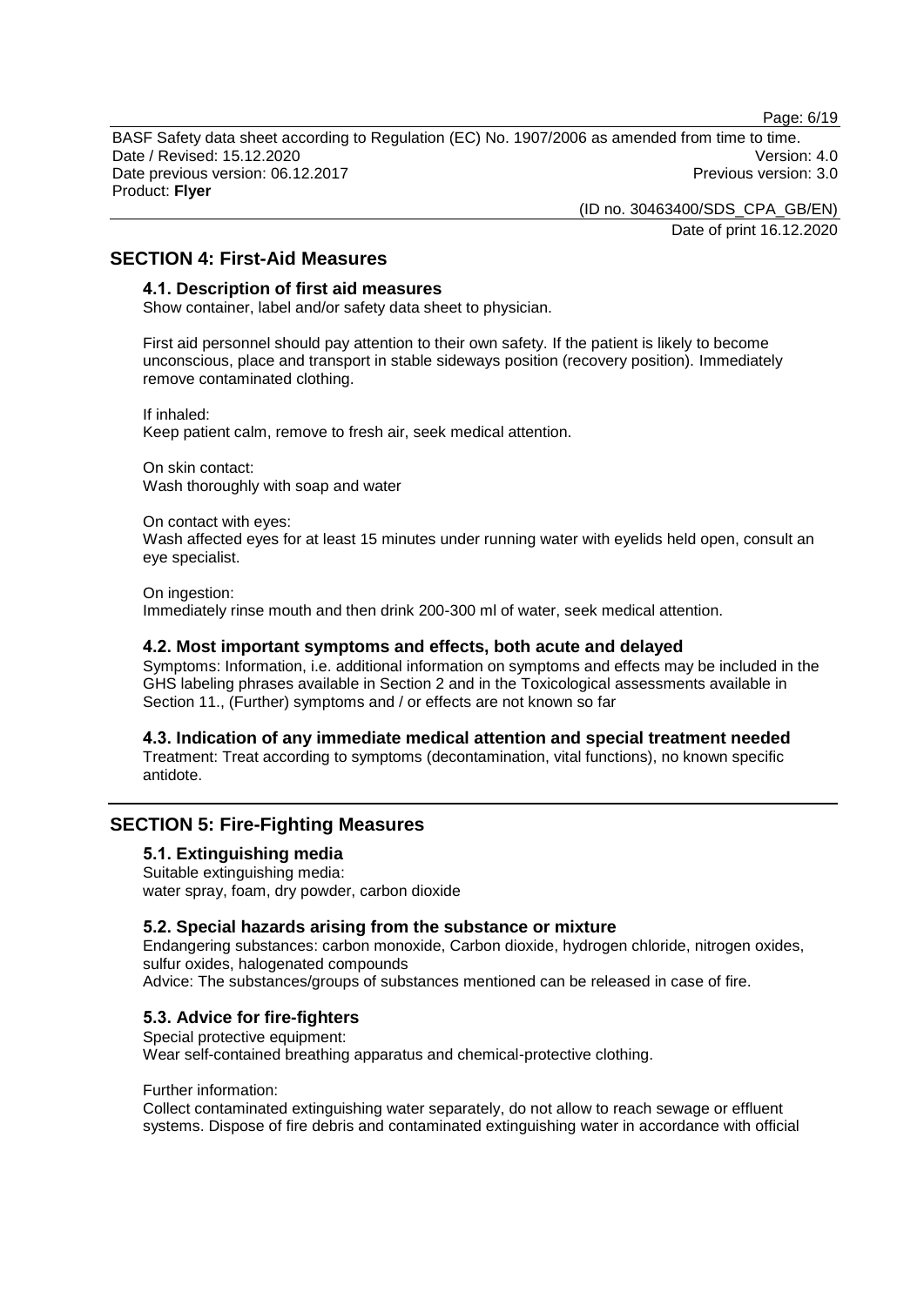## SECTION 4: First-Aid Measures

### 4.1. Description of first aid measures

Show container, label and/or safety data sheet to physician.

First aid personnel should pay attention to their own safety. If the patient is likely to become unconscious, place and transport in stable sideways position (recovery position). Immediately remove contaminated clothing.

If inhaled:
Keep patient calm, remove to fresh air, seek medical attention.

On skin contact:
Wash thoroughly with soap and water

On contact with eyes:
Wash affected eyes for at least 15 minutes under running water with eyelids held open, consult an eye specialist.

On ingestion:
Immediately rinse mouth and then drink 200-300 ml of water, seek medical attention.

### 4.2. Most important symptoms and effects, both acute and delayed

Symptoms: Information, i.e. additional information on symptoms and effects may be included in the GHS labeling phrases available in Section 2 and in the Toxicological assessments available in Section 11., (Further) symptoms and / or effects are not known so far

### 4.3. Indication of any immediate medical attention and special treatment needed

Treatment: Treat according to symptoms (decontamination, vital functions), no known specific antidote.

## SECTION 5: Fire-Fighting Measures

### 5.1. Extinguishing media

Suitable extinguishing media:
water spray, foam, dry powder, carbon dioxide

### 5.2. Special hazards arising from the substance or mixture

Endangering substances: carbon monoxide, Carbon dioxide, hydrogen chloride, nitrogen oxides, sulfur oxides, halogenated compounds
Advice: The substances/groups of substances mentioned can be released in case of fire.

### 5.3. Advice for fire-fighters

Special protective equipment:
Wear self-contained breathing apparatus and chemical-protective clothing.

Further information:
Collect contaminated extinguishing water separately, do not allow to reach sewage or effluent systems. Dispose of fire debris and contaminated extinguishing water in accordance with official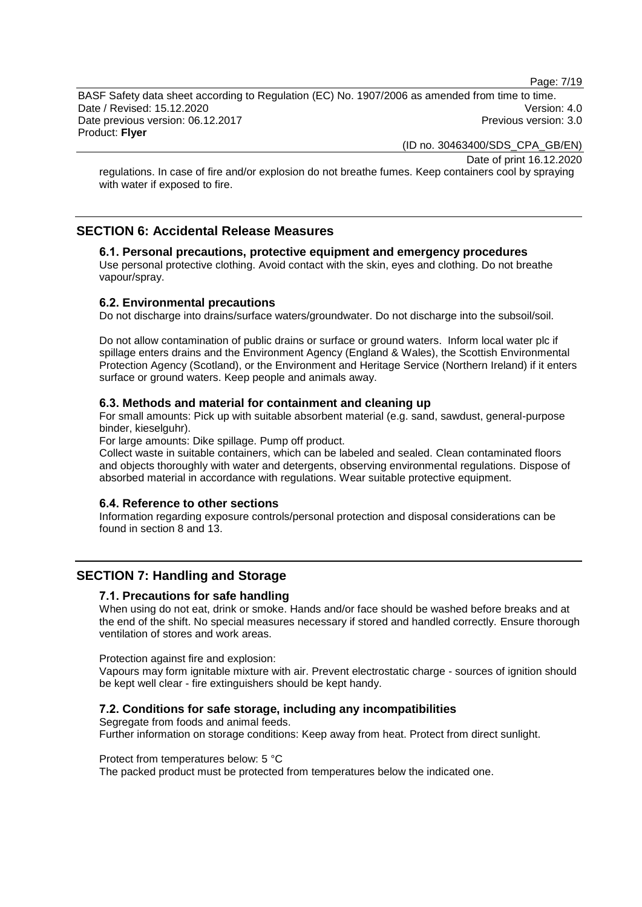regulations. In case of fire and/or explosion do not breathe fumes. Keep containers cool by spraying with water if exposed to fire.

## SECTION 6: Accidental Release Measures

### 6.1. Personal precautions, protective equipment and emergency procedures

Use personal protective clothing. Avoid contact with the skin, eyes and clothing. Do not breathe vapour/spray.

### 6.2. Environmental precautions

Do not discharge into drains/surface waters/groundwater. Do not discharge into the subsoil/soil.

Do not allow contamination of public drains or surface or ground waters. Inform local water plc if spillage enters drains and the Environment Agency (England & Wales), the Scottish Environmental Protection Agency (Scotland), or the Environment and Heritage Service (Northern Ireland) if it enters surface or ground waters. Keep people and animals away.

### 6.3. Methods and material for containment and cleaning up

For small amounts: Pick up with suitable absorbent material (e.g. sand, sawdust, general-purpose binder, kieselguhr).

For large amounts: Dike spillage. Pump off product.

Collect waste in suitable containers, which can be labeled and sealed. Clean contaminated floors and objects thoroughly with water and detergents, observing environmental regulations. Dispose of absorbed material in accordance with regulations. Wear suitable protective equipment.

### 6.4. Reference to other sections

Information regarding exposure controls/personal protection and disposal considerations can be found in section 8 and 13.

## SECTION 7: Handling and Storage

### 7.1. Precautions for safe handling

When using do not eat, drink or smoke. Hands and/or face should be washed before breaks and at the end of the shift. No special measures necessary if stored and handled correctly. Ensure thorough ventilation of stores and work areas.

Protection against fire and explosion:

Vapours may form ignitable mixture with air. Prevent electrostatic charge - sources of ignition should be kept well clear - fire extinguishers should be kept handy.

### 7.2. Conditions for safe storage, including any incompatibilities

Segregate from foods and animal feeds.

Further information on storage conditions: Keep away from heat. Protect from direct sunlight.

Protect from temperatures below: 5 °C

The packed product must be protected from temperatures below the indicated one.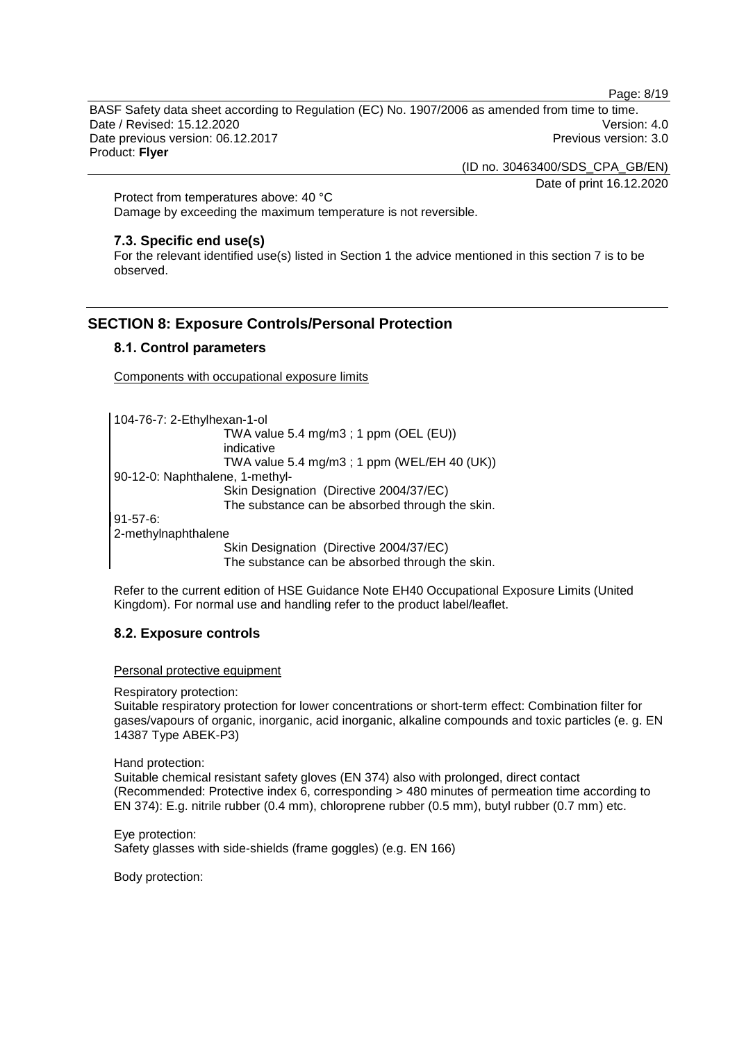Protect from temperatures above: 40 °C
Damage by exceeding the maximum temperature is not reversible.

### 7.3. Specific end use(s)

For the relevant identified use(s) listed in Section 1 the advice mentioned in this section 7 is to be observed.

## SECTION 8: Exposure Controls/Personal Protection

### 8.1. Control parameters

Components with occupational exposure limits

104-76-7: 2-Ethylhexan-1-ol
TWA value 5.4 mg/m3 ; 1 ppm (OEL (EU))
indicative
TWA value 5.4 mg/m3 ; 1 ppm (WEL/EH 40 (UK))

90-12-0: Naphthalene, 1-methyl-
Skin Designation (Directive 2004/37/EC)
The substance can be absorbed through the skin.

91-57-6:
2-methylnaphthalene
Skin Designation (Directive 2004/37/EC)
The substance can be absorbed through the skin.

Refer to the current edition of HSE Guidance Note EH40 Occupational Exposure Limits (United Kingdom). For normal use and handling refer to the product label/leaflet.

### 8.2. Exposure controls

Personal protective equipment

Respiratory protection:
Suitable respiratory protection for lower concentrations or short-term effect: Combination filter for gases/vapours of organic, inorganic, acid inorganic, alkaline compounds and toxic particles (e. g. EN 14387 Type ABEK-P3)

Hand protection:
Suitable chemical resistant safety gloves (EN 374) also with prolonged, direct contact (Recommended: Protective index 6, corresponding > 480 minutes of permeation time according to EN 374): E.g. nitrile rubber (0.4 mm), chloroprene rubber (0.5 mm), butyl rubber (0.7 mm) etc.

Eye protection:
Safety glasses with side-shields (frame goggles) (e.g. EN 166)

Body protection: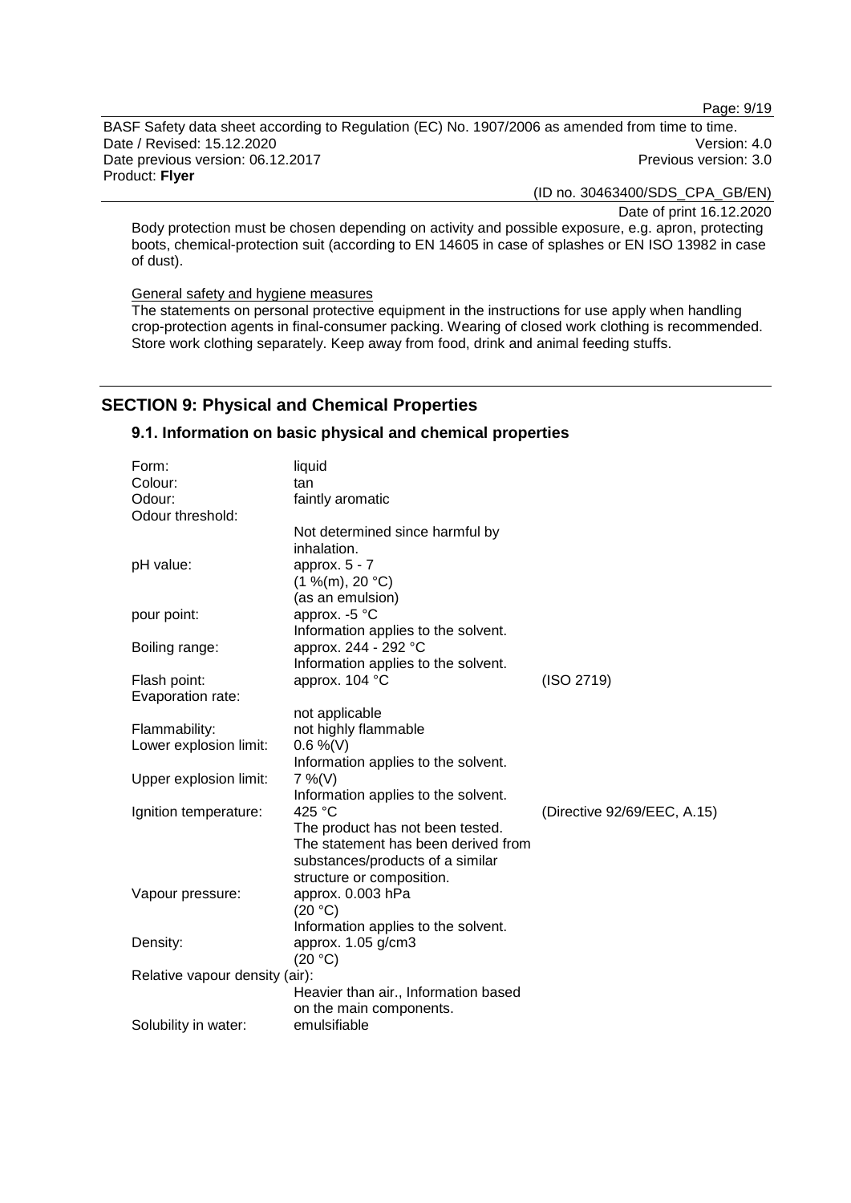Body protection must be chosen depending on activity and possible exposure, e.g. apron, protecting boots, chemical-protection suit (according to EN 14605 in case of splashes or EN ISO 13982 in case of dust).

General safety and hygiene measures

The statements on personal protective equipment in the instructions for use apply when handling crop-protection agents in final-consumer packing. Wearing of closed work clothing is recommended. Store work clothing separately. Keep away from food, drink and animal feeding stuffs.

## SECTION 9: Physical and Chemical Properties

### 9.1. Information on basic physical and chemical properties

| | | |
|---|---|---|
| Form: | liquid | |
| Colour: | tan | |
| Odour: | faintly aromatic | |
| Odour threshold: | Not determined since harmful by inhalation. | |
| pH value: | approx. 5 - 7<br>(1 %(m), 20 °C)<br>(as an emulsion) | |
| pour point: | approx. -5 °C<br>Information applies to the solvent. | |
| Boiling range: | approx. 244 - 292 °C<br>Information applies to the solvent. | |
| Flash point: | approx. 104 °C | (ISO 2719) |
| Evaporation rate: | not applicable | |
| Flammability: | not highly flammable | |
| Lower explosion limit: | 0.6 %(V)<br>Information applies to the solvent. | |
| Upper explosion limit: | 7 %(V)<br>Information applies to the solvent. | |
| Ignition temperature: | 425 °C<br>The product has not been tested. The statement has been derived from substances/products of a similar structure or composition. | (Directive 92/69/EEC, A.15) |
| Vapour pressure: | approx. 0.003 hPa<br>(20 °C)<br>Information applies to the solvent. | |
| Density: | approx. 1.05 g/cm3<br>(20 °C) | |
| Relative vapour density (air): | Heavier than air., Information based on the main components. | |
| Solubility in water: | emulsifiable | |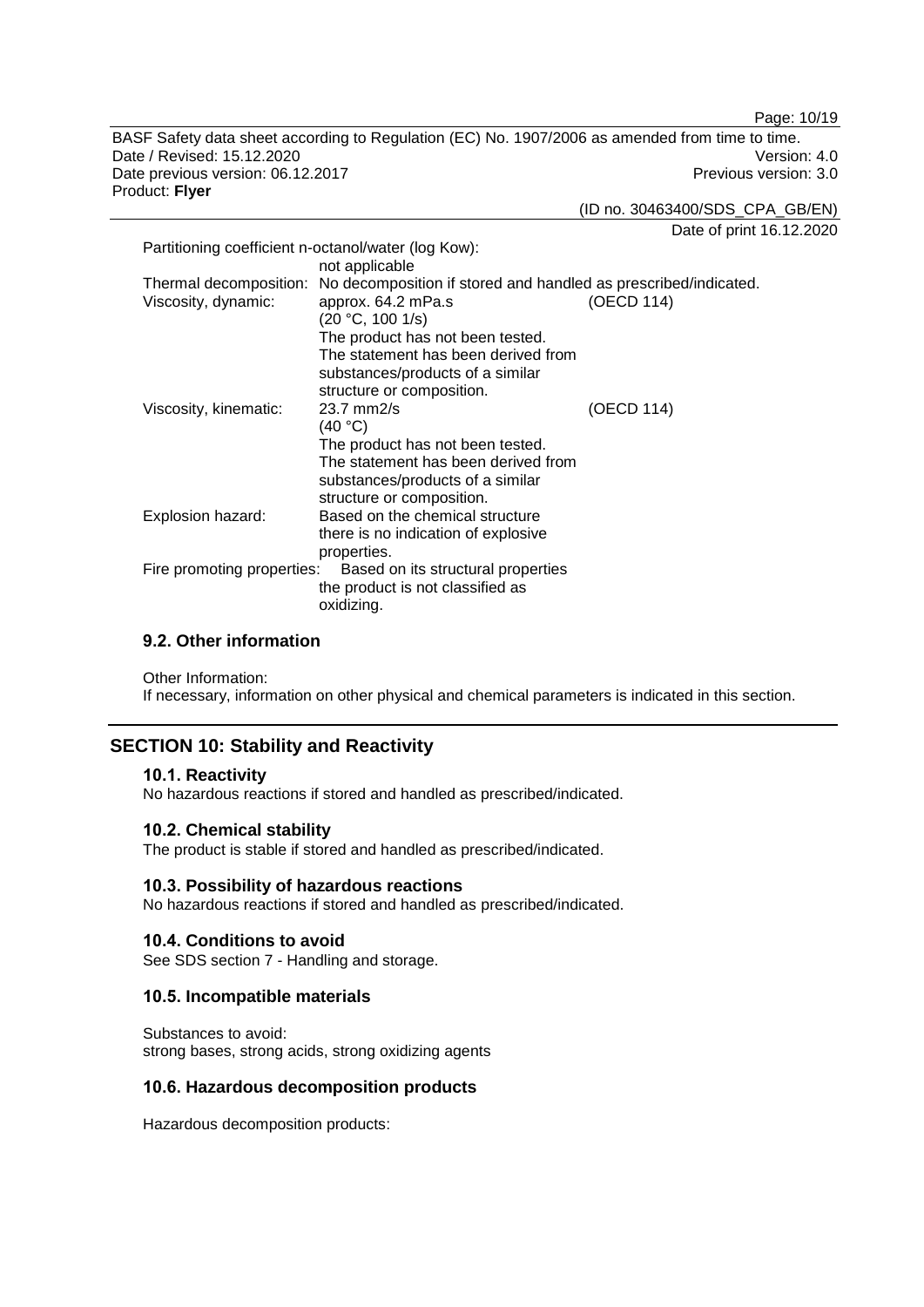Partitioning coefficient n-octanol/water (log Kow):
not applicable

| | | |
|---|---|---|
| Thermal decomposition: | No decomposition if stored and handled as prescribed/indicated. | |
| Viscosity, dynamic: | approx. 64.2 mPa.s (20 °C, 100 1/s) The product has not been tested. The statement has been derived from substances/products of a similar structure or composition. | (OECD 114) |
| Viscosity, kinematic: | 23.7 mm2/s (40 °C) The product has not been tested. The statement has been derived from substances/products of a similar structure or composition. | (OECD 114) |
| Explosion hazard: | Based on the chemical structure there is no indication of explosive properties. | |
| Fire promoting properties: | Based on its structural properties the product is not classified as oxidizing. | |

### 9.2. Other information

Other Information:
If necessary, information on other physical and chemical parameters is indicated in this section.

## SECTION 10: Stability and Reactivity

### 10.1. Reactivity

No hazardous reactions if stored and handled as prescribed/indicated.

### 10.2. Chemical stability

The product is stable if stored and handled as prescribed/indicated.

### 10.3. Possibility of hazardous reactions

No hazardous reactions if stored and handled as prescribed/indicated.

### 10.4. Conditions to avoid

See SDS section 7 - Handling and storage.

### 10.5. Incompatible materials

Substances to avoid:
strong bases, strong acids, strong oxidizing agents

### 10.6. Hazardous decomposition products

Hazardous decomposition products: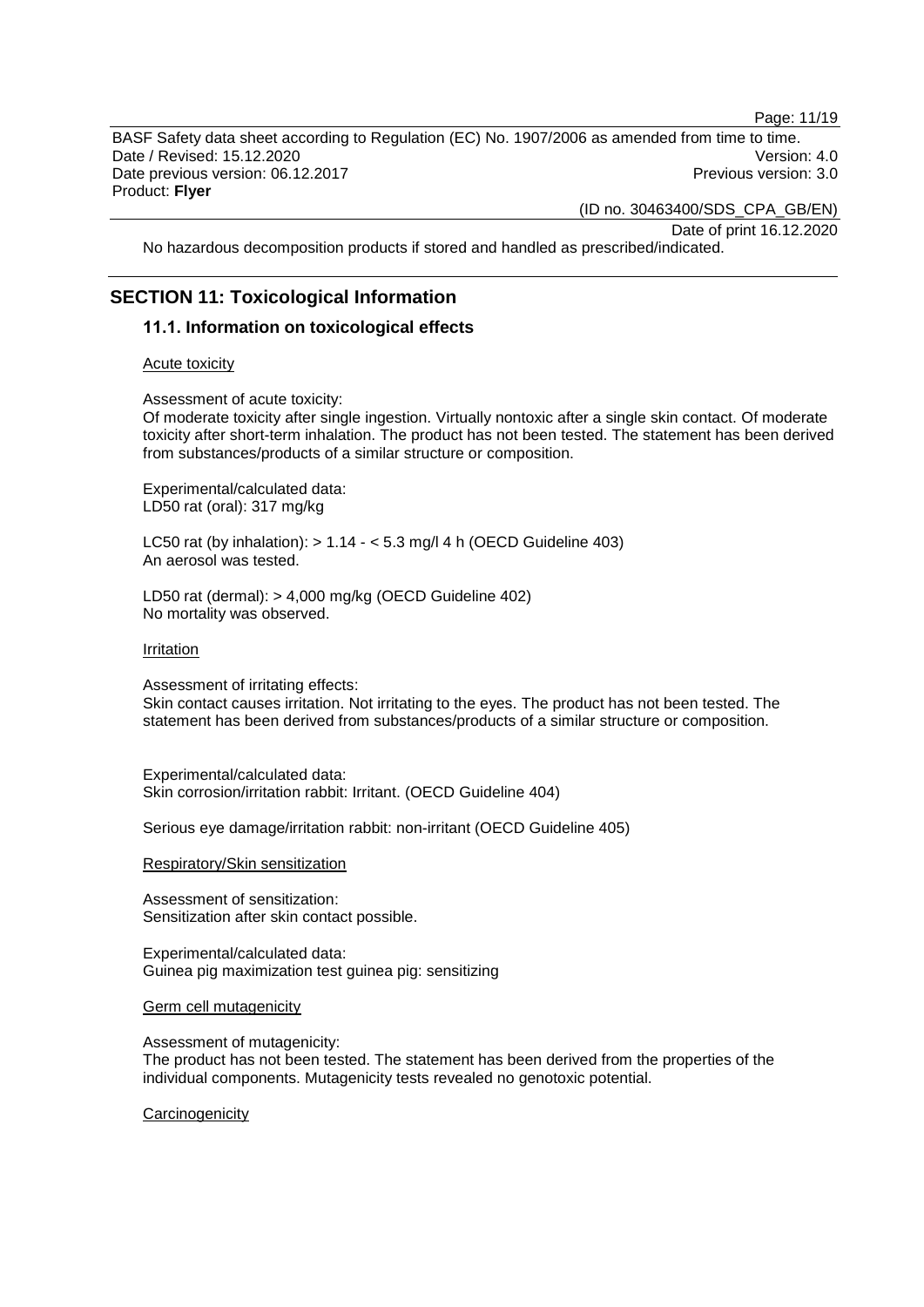No hazardous decomposition products if stored and handled as prescribed/indicated.

## SECTION 11: Toxicological Information

### 11.1. Information on toxicological effects

Acute toxicity

Assessment of acute toxicity:
Of moderate toxicity after single ingestion. Virtually nontoxic after a single skin contact. Of moderate toxicity after short-term inhalation. The product has not been tested. The statement has been derived from substances/products of a similar structure or composition.

Experimental/calculated data:
LD50 rat (oral): 317 mg/kg

LC50 rat (by inhalation): > 1.14 - < 5.3 mg/l 4 h (OECD Guideline 403)
An aerosol was tested.

LD50 rat (dermal): > 4,000 mg/kg (OECD Guideline 402)
No mortality was observed.

Irritation

Assessment of irritating effects:
Skin contact causes irritation. Not irritating to the eyes. The product has not been tested. The statement has been derived from substances/products of a similar structure or composition.

Experimental/calculated data:
Skin corrosion/irritation rabbit: Irritant. (OECD Guideline 404)

Serious eye damage/irritation rabbit: non-irritant (OECD Guideline 405)

Respiratory/Skin sensitization

Assessment of sensitization:
Sensitization after skin contact possible.

Experimental/calculated data:
Guinea pig maximization test guinea pig: sensitizing

Germ cell mutagenicity

Assessment of mutagenicity:
The product has not been tested. The statement has been derived from the properties of the individual components. Mutagenicity tests revealed no genotoxic potential.

Carcinogenicity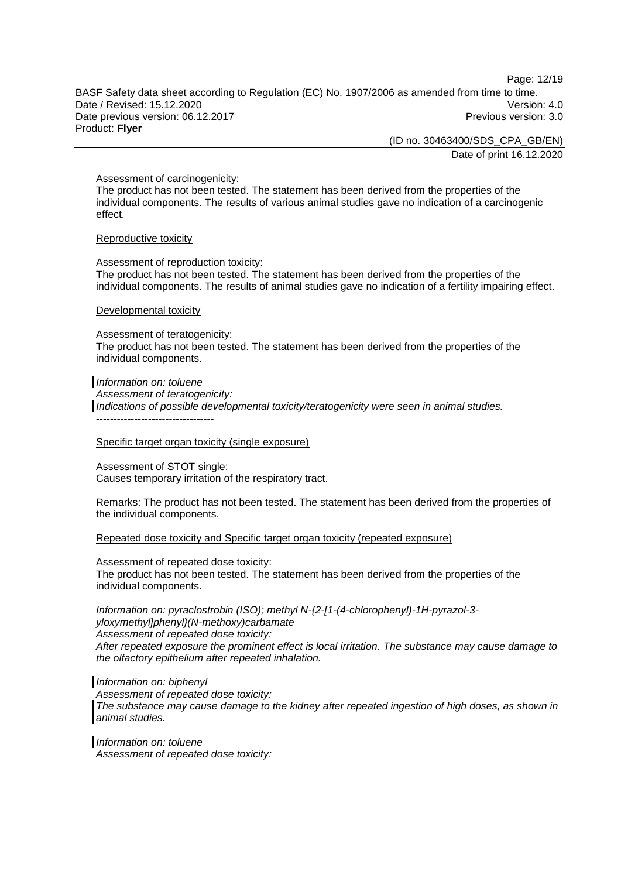Assessment of carcinogenicity:
The product has not been tested. The statement has been derived from the properties of the individual components. The results of various animal studies gave no indication of a carcinogenic effect.

Reproductive toxicity

Assessment of reproduction toxicity:
The product has not been tested. The statement has been derived from the properties of the individual components. The results of animal studies gave no indication of a fertility impairing effect.

Developmental toxicity

Assessment of teratogenicity:
The product has not been tested. The statement has been derived from the properties of the individual components.

*Information on: toluene*
*Assessment of teratogenicity:*
*Indications of possible developmental toxicity/teratogenicity were seen in animal studies.*
----------------------------------

Specific target organ toxicity (single exposure)

Assessment of STOT single:
Causes temporary irritation of the respiratory tract.

Remarks: The product has not been tested. The statement has been derived from the properties of the individual components.

Repeated dose toxicity and Specific target organ toxicity (repeated exposure)

Assessment of repeated dose toxicity:
The product has not been tested. The statement has been derived from the properties of the individual components.

*Information on: pyraclostrobin (ISO); methyl N-{2-[1-(4-chlorophenyl)-1H-pyrazol-3-yloxymethyl]phenyl}(N-methoxy)carbamate*
*Assessment of repeated dose toxicity:*
*After repeated exposure the prominent effect is local irritation. The substance may cause damage to the olfactory epithelium after repeated inhalation.*

*Information on: biphenyl*
*Assessment of repeated dose toxicity:*
*The substance may cause damage to the kidney after repeated ingestion of high doses, as shown in animal studies.*

*Information on: toluene*
*Assessment of repeated dose toxicity:*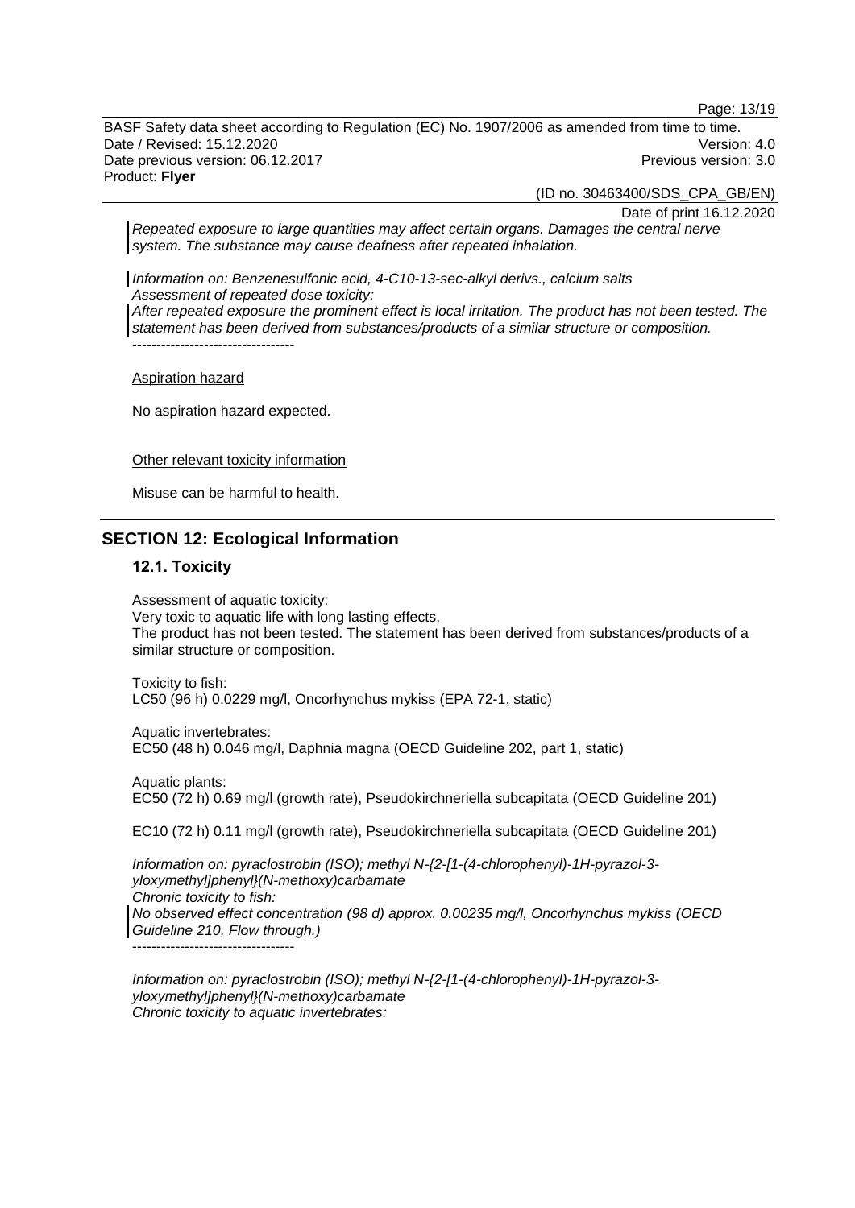*Repeated exposure to large quantities may affect certain organs. Damages the central nerve system. The substance may cause deafness after repeated inhalation.*

*Information on: Benzenesulfonic acid, 4-C10-13-sec-alkyl derivs., calcium salts*
*Assessment of repeated dose toxicity:*
*After repeated exposure the prominent effect is local irritation. The product has not been tested. The statement has been derived from substances/products of a similar structure or composition.*
----------------------------------

Aspiration hazard

No aspiration hazard expected.

Other relevant toxicity information

Misuse can be harmful to health.

## SECTION 12: Ecological Information

### 12.1. Toxicity

Assessment of aquatic toxicity:
Very toxic to aquatic life with long lasting effects.
The product has not been tested. The statement has been derived from substances/products of a similar structure or composition.

Toxicity to fish:
LC50 (96 h) 0.0229 mg/l, Oncorhynchus mykiss (EPA 72-1, static)

Aquatic invertebrates:
EC50 (48 h) 0.046 mg/l, Daphnia magna (OECD Guideline 202, part 1, static)

Aquatic plants:
EC50 (72 h) 0.69 mg/l (growth rate), Pseudokirchneriella subcapitata (OECD Guideline 201)

EC10 (72 h) 0.11 mg/l (growth rate), Pseudokirchneriella subcapitata (OECD Guideline 201)

*Information on: pyraclostrobin (ISO); methyl N-{2-[1-(4-chlorophenyl)-1H-pyrazol-3-yloxymethyl]phenyl}(N-methoxy)carbamate*
*Chronic toxicity to fish:*
*No observed effect concentration (98 d) approx. 0.00235 mg/l, Oncorhynchus mykiss (OECD Guideline 210, Flow through.)*
----------------------------------

*Information on: pyraclostrobin (ISO); methyl N-{2-[1-(4-chlorophenyl)-1H-pyrazol-3-yloxymethyl]phenyl}(N-methoxy)carbamate*
*Chronic toxicity to aquatic invertebrates:*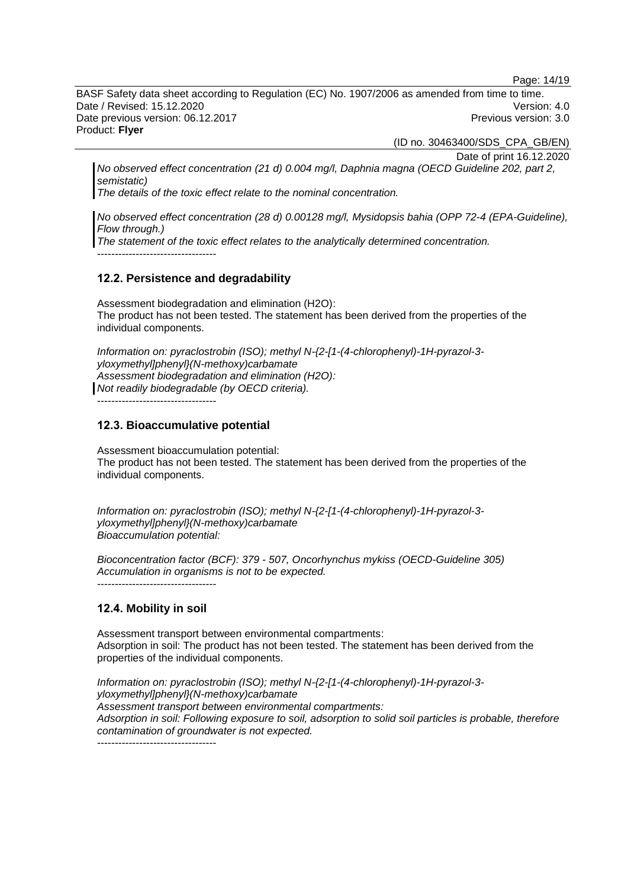*No observed effect concentration (21 d) 0.004 mg/l, Daphnia magna (OECD Guideline 202, part 2, semistatic)*
*The details of the toxic effect relate to the nominal concentration.*

*No observed effect concentration (28 d) 0.00128 mg/l, Mysidopsis bahia (OPP 72-4 (EPA-Guideline), Flow through.)*
*The statement of the toxic effect relates to the analytically determined concentration.*

----------------------------------

## 12.2. Persistence and degradability

Assessment biodegradation and elimination ($H_2O$):
The product has not been tested. The statement has been derived from the properties of the individual components.

*Information on: pyraclostrobin (ISO); methyl N-{2-[1-(4-chlorophenyl)-1H-pyrazol-3-yloxymethyl]phenyl}(N-methoxy)carbamate*
*Assessment biodegradation and elimination ($H_2O$):*
*Not readily biodegradable (by OECD criteria).*

----------------------------------

## 12.3. Bioaccumulative potential

Assessment bioaccumulation potential:
The product has not been tested. The statement has been derived from the properties of the individual components.

*Information on: pyraclostrobin (ISO); methyl N-{2-[1-(4-chlorophenyl)-1H-pyrazol-3-yloxymethyl]phenyl}(N-methoxy)carbamate*
*Bioaccumulation potential:*

*Bioconcentration factor (BCF): 379 - 507, Oncorhynchus mykiss (OECD-Guideline 305)*
*Accumulation in organisms is not to be expected.*

----------------------------------

## 12.4. Mobility in soil

Assessment transport between environmental compartments:
Adsorption in soil: The product has not been tested. The statement has been derived from the properties of the individual components.

*Information on: pyraclostrobin (ISO); methyl N-{2-[1-(4-chlorophenyl)-1H-pyrazol-3-yloxymethyl]phenyl}(N-methoxy)carbamate*
*Assessment transport between environmental compartments:*
*Adsorption in soil: Following exposure to soil, adsorption to solid soil particles is probable, therefore contamination of groundwater is not expected.*

----------------------------------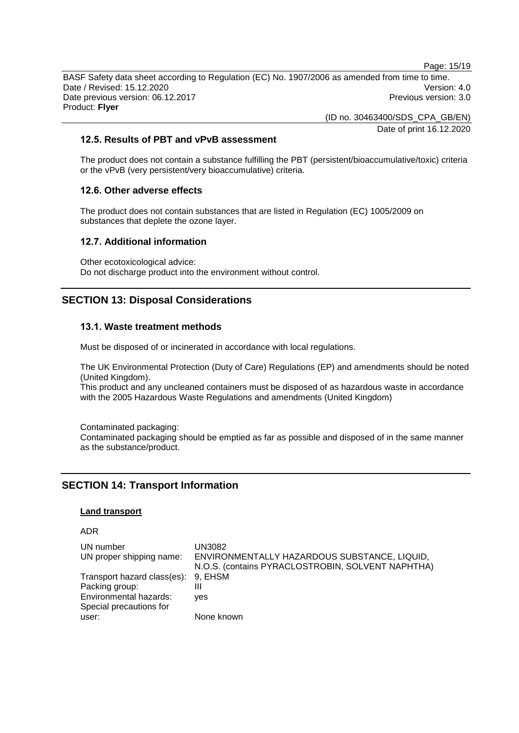### 12.5. Results of PBT and vPvB assessment

The product does not contain a substance fulfilling the PBT (persistent/bioaccumulative/toxic) criteria or the vPvB (very persistent/very bioaccumulative) criteria.

### 12.6. Other adverse effects

The product does not contain substances that are listed in Regulation (EC) 1005/2009 on substances that deplete the ozone layer.

### 12.7. Additional information

Other ecotoxicological advice:
Do not discharge product into the environment without control.

## SECTION 13: Disposal Considerations

### 13.1. Waste treatment methods

Must be disposed of or incinerated in accordance with local regulations.

The UK Environmental Protection (Duty of Care) Regulations (EP) and amendments should be noted (United Kingdom).
This product and any uncleaned containers must be disposed of as hazardous waste in accordance with the 2005 Hazardous Waste Regulations and amendments (United Kingdom)

Contaminated packaging:
Contaminated packaging should be emptied as far as possible and disposed of in the same manner as the substance/product.

## SECTION 14: Transport Information

**Land transport**

ADR

| | |
|---|---|
| UN number | UN3082 |
| UN proper shipping name: | ENVIRONMENTALLY HAZARDOUS SUBSTANCE, LIQUID, N.O.S. (contains PYRACLOSTROBIN, SOLVENT NAPHTHA) |
| Transport hazard class(es): | 9, EHSM |
| Packing group: | III |
| Environmental hazards: | yes |
| Special precautions for user: | None known |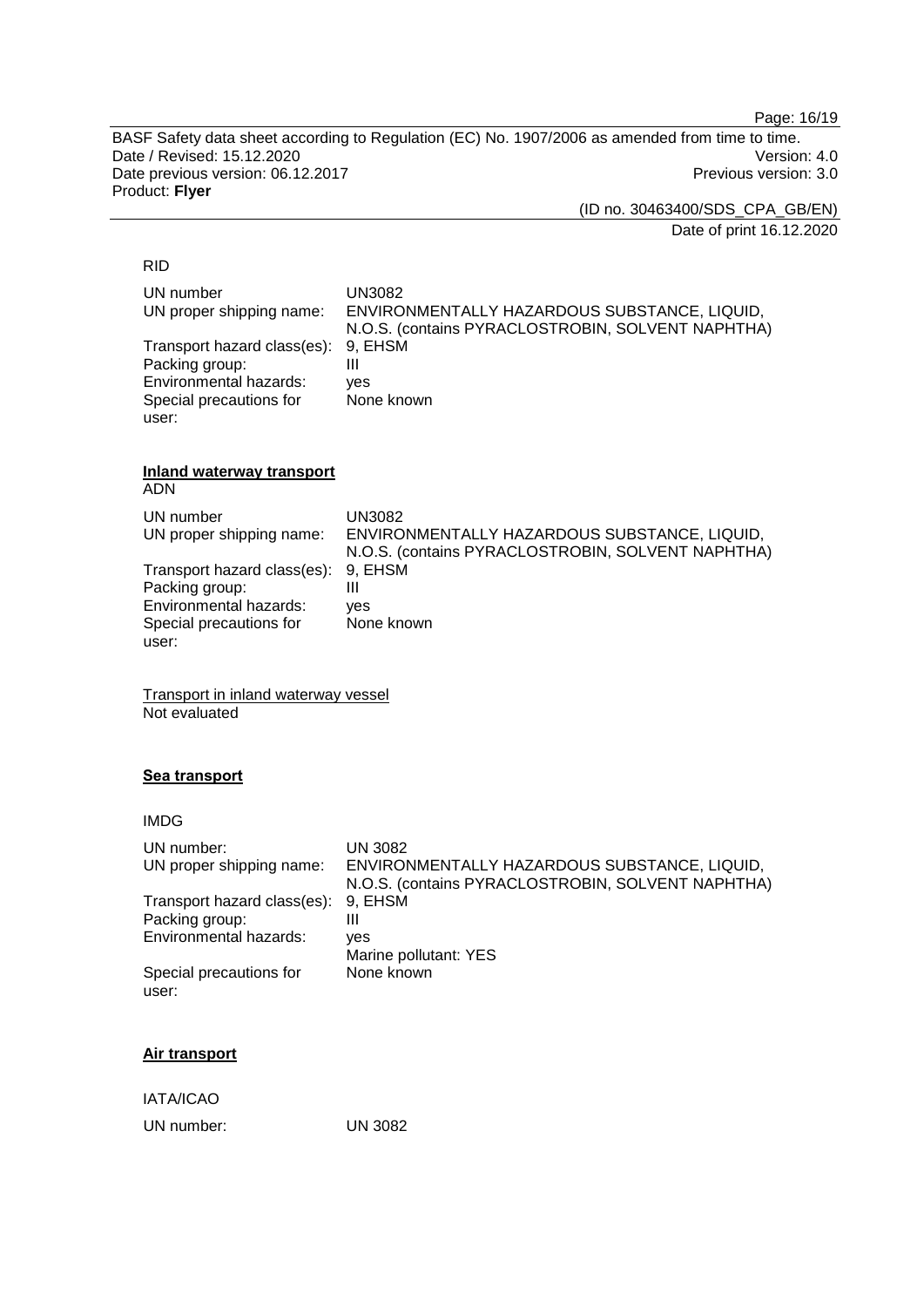RID

| | |
|---|---|
| UN number | UN3082 |
| UN proper shipping name: | ENVIRONMENTALLY HAZARDOUS SUBSTANCE, LIQUID, N.O.S. (contains PYRACLOSTROBIN, SOLVENT NAPHTHA) |
| Transport hazard class(es): | 9, EHSM |
| Packing group: | III |
| Environmental hazards: | yes |
| Special precautions for user: | None known |

**Inland waterway transport**

ADN

| | |
|---|---|
| UN number | UN3082 |
| UN proper shipping name: | ENVIRONMENTALLY HAZARDOUS SUBSTANCE, LIQUID, N.O.S. (contains PYRACLOSTROBIN, SOLVENT NAPHTHA) |
| Transport hazard class(es): | 9, EHSM |
| Packing group: | III |
| Environmental hazards: | yes |
| Special precautions for user: | None known |

Transport in inland waterway vessel
Not evaluated

**Sea transport**

IMDG

| | |
|---|---|
| UN number: | UN 3082 |
| UN proper shipping name: | ENVIRONMENTALLY HAZARDOUS SUBSTANCE, LIQUID, N.O.S. (contains PYRACLOSTROBIN, SOLVENT NAPHTHA) |
| Transport hazard class(es): | 9, EHSM |
| Packing group: | III |
| Environmental hazards: | yes<br>Marine pollutant: YES |
| Special precautions for user: | None known |

**Air transport**

IATA/ICAO

| | |
|---|---|
| UN number: | UN 3082 |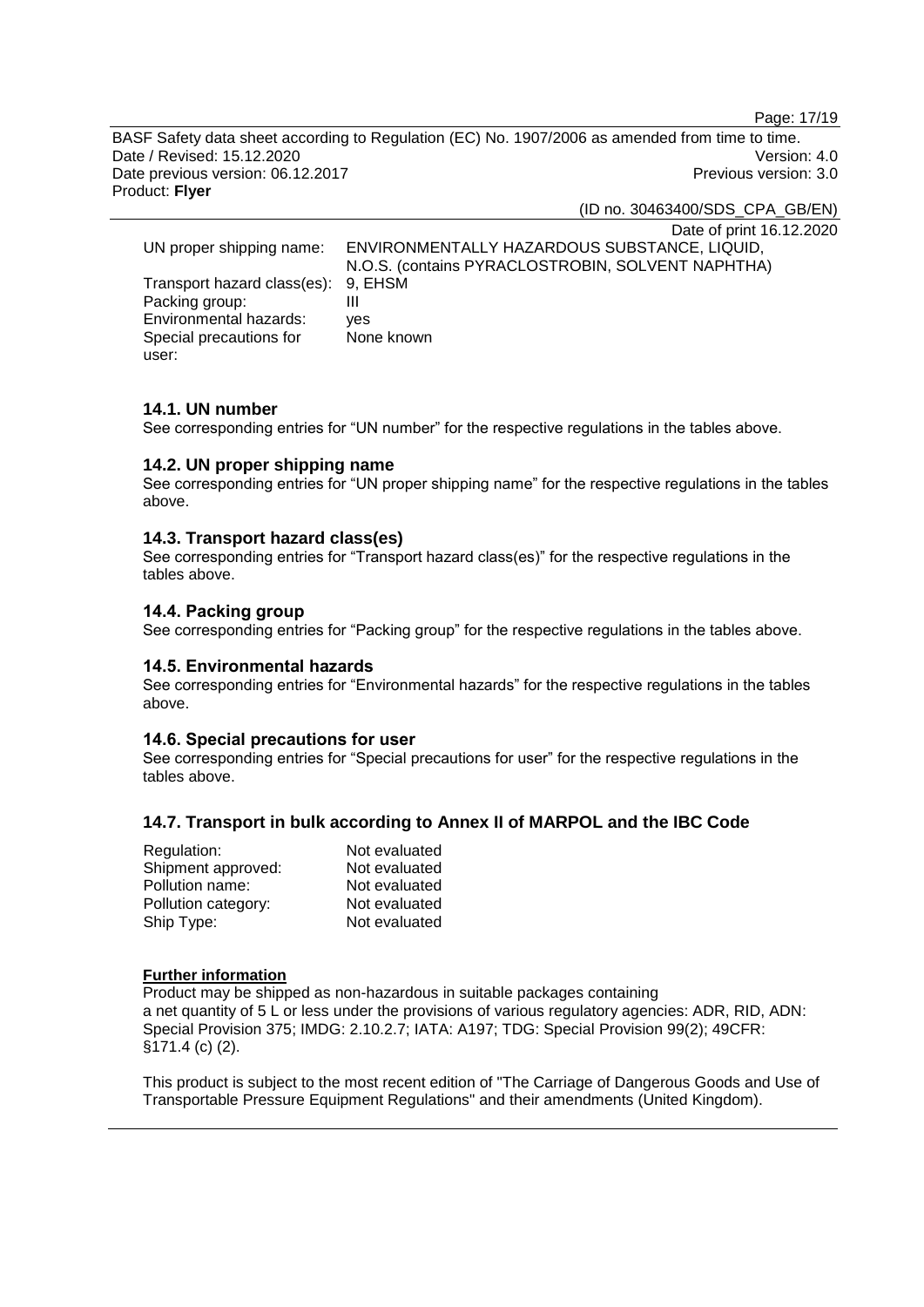| | |
|---|---|
| UN proper shipping name: | ENVIRONMENTALLY HAZARDOUS SUBSTANCE, LIQUID, N.O.S. (contains PYRACLOSTROBIN, SOLVENT NAPHTHA) |
| Transport hazard class(es): | 9, EHSM |
| Packing group: | III |
| Environmental hazards: | yes |
| Special precautions for user: | None known |

### 14.1. UN number

See corresponding entries for “UN number” for the respective regulations in the tables above.

### 14.2. UN proper shipping name

See corresponding entries for “UN proper shipping name” for the respective regulations in the tables above.

### 14.3. Transport hazard class(es)

See corresponding entries for “Transport hazard class(es)” for the respective regulations in the tables above.

### 14.4. Packing group

See corresponding entries for “Packing group” for the respective regulations in the tables above.

### 14.5. Environmental hazards

See corresponding entries for “Environmental hazards” for the respective regulations in the tables above.

### 14.6. Special precautions for user

See corresponding entries for “Special precautions for user” for the respective regulations in the tables above.

### 14.7. Transport in bulk according to Annex II of MARPOL and the IBC Code

| | |
|---|---|
| Regulation: | Not evaluated |
| Shipment approved: | Not evaluated |
| Pollution name: | Not evaluated |
| Pollution category: | Not evaluated |
| Ship Type: | Not evaluated |

**Further information**

Product may be shipped as non-hazardous in suitable packages containing a net quantity of 5 L or less under the provisions of various regulatory agencies: ADR, RID, ADN: Special Provision 375; IMDG: 2.10.2.7; IATA: A197; TDG: Special Provision 99(2); 49CFR: §171.4 (c) (2).

This product is subject to the most recent edition of "The Carriage of Dangerous Goods and Use of Transportable Pressure Equipment Regulations" and their amendments (United Kingdom).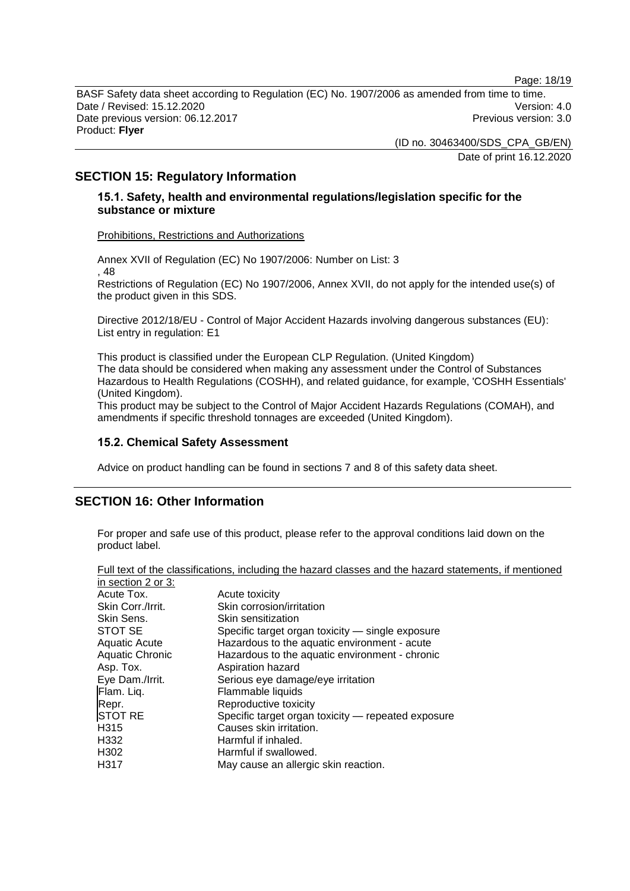## SECTION 15: Regulatory Information

### 15.1. Safety, health and environmental regulations/legislation specific for the substance or mixture

Prohibitions, Restrictions and Authorizations

Annex XVII of Regulation (EC) No 1907/2006: Number on List: 3
, 48
Restrictions of Regulation (EC) No 1907/2006, Annex XVII, do not apply for the intended use(s) of the product given in this SDS.

Directive 2012/18/EU - Control of Major Accident Hazards involving dangerous substances (EU): List entry in regulation: E1

This product is classified under the European CLP Regulation. (United Kingdom)
The data should be considered when making any assessment under the Control of Substances Hazardous to Health Regulations (COSHH), and related guidance, for example, 'COSHH Essentials' (United Kingdom).
This product may be subject to the Control of Major Accident Hazards Regulations (COMAH), and amendments if specific threshold tonnages are exceeded (United Kingdom).

### 15.2. Chemical Safety Assessment

Advice on product handling can be found in sections 7 and 8 of this safety data sheet.

## SECTION 16: Other Information

For proper and safe use of this product, please refer to the approval conditions laid down on the product label.

Full text of the classifications, including the hazard classes and the hazard statements, if mentioned in section 2 or 3:

| | |
|---|---|
| Acute Tox. | Acute toxicity |
| Skin Corr./Irrit. | Skin corrosion/irritation |
| Skin Sens. | Skin sensitization |
| STOT SE | Specific target organ toxicity — single exposure |
| Aquatic Acute | Hazardous to the aquatic environment - acute |
| Aquatic Chronic | Hazardous to the aquatic environment - chronic |
| Asp. Tox. | Aspiration hazard |
| Eye Dam./Irrit. | Serious eye damage/eye irritation |
| Flam. Liq. | Flammable liquids |
| Repr. | Reproductive toxicity |
| STOT RE | Specific target organ toxicity — repeated exposure |
| H315 | Causes skin irritation. |
| H332 | Harmful if inhaled. |
| H302 | Harmful if swallowed. |
| H317 | May cause an allergic skin reaction. |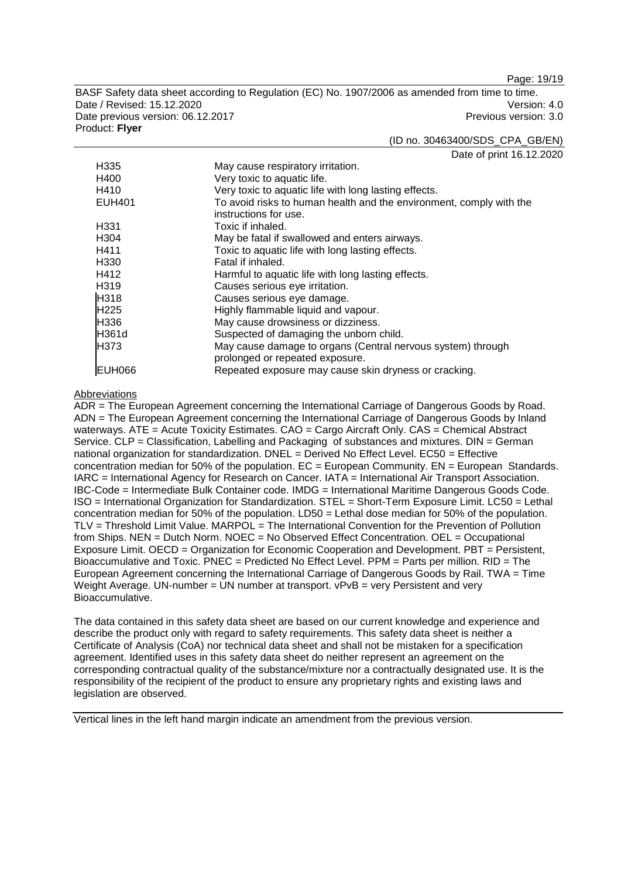| | |
|---|---|
| H335 | May cause respiratory irritation. |
| H400 | Very toxic to aquatic life. |
| H410 | Very toxic to aquatic life with long lasting effects. |
| EUH401 | To avoid risks to human health and the environment, comply with the instructions for use. |
| H331 | Toxic if inhaled. |
| H304 | May be fatal if swallowed and enters airways. |
| H411 | Toxic to aquatic life with long lasting effects. |
| H330 | Fatal if inhaled. |
| H412 | Harmful to aquatic life with long lasting effects. |
| H319 | Causes serious eye irritation. |
| H318 | Causes serious eye damage. |
| H225 | Highly flammable liquid and vapour. |
| H336 | May cause drowsiness or dizziness. |
| H361d | Suspected of damaging the unborn child. |
| H373 | May cause damage to organs (Central nervous system) through prolonged or repeated exposure. |
| EUH066 | Repeated exposure may cause skin dryness or cracking. |

Abbreviations

ADR = The European Agreement concerning the International Carriage of Dangerous Goods by Road. ADN = The European Agreement concerning the International Carriage of Dangerous Goods by Inland waterways. ATE = Acute Toxicity Estimates. CAO = Cargo Aircraft Only. CAS = Chemical Abstract Service. CLP = Classification, Labelling and Packaging of substances and mixtures. DIN = German national organization for standardization. DNEL = Derived No Effect Level. EC50 = Effective concentration median for 50% of the population. EC = European Community. EN = European Standards. IARC = International Agency for Research on Cancer. IATA = International Air Transport Association. IBC-Code = Intermediate Bulk Container code. IMDG = International Maritime Dangerous Goods Code. ISO = International Organization for Standardization. STEL = Short-Term Exposure Limit. LC50 = Lethal concentration median for 50% of the population. LD50 = Lethal dose median for 50% of the population. TLV = Threshold Limit Value. MARPOL = The International Convention for the Prevention of Pollution from Ships. NEN = Dutch Norm. NOEC = No Observed Effect Concentration. OEL = Occupational Exposure Limit. OECD = Organization for Economic Cooperation and Development. PBT = Persistent, Bioaccumulative and Toxic. PNEC = Predicted No Effect Level. PPM = Parts per million. RID = The European Agreement concerning the International Carriage of Dangerous Goods by Rail. TWA = Time Weight Average. UN-number = UN number at transport. vPvB = very Persistent and very Bioaccumulative.

The data contained in this safety data sheet are based on our current knowledge and experience and describe the product only with regard to safety requirements. This safety data sheet is neither a Certificate of Analysis (CoA) nor technical data sheet and shall not be mistaken for a specification agreement. Identified uses in this safety data sheet do neither represent an agreement on the corresponding contractual quality of the substance/mixture nor a contractually designated use. It is the responsibility of the recipient of the product to ensure any proprietary rights and existing laws and legislation are observed.

Vertical lines in the left hand margin indicate an amendment from the previous version.